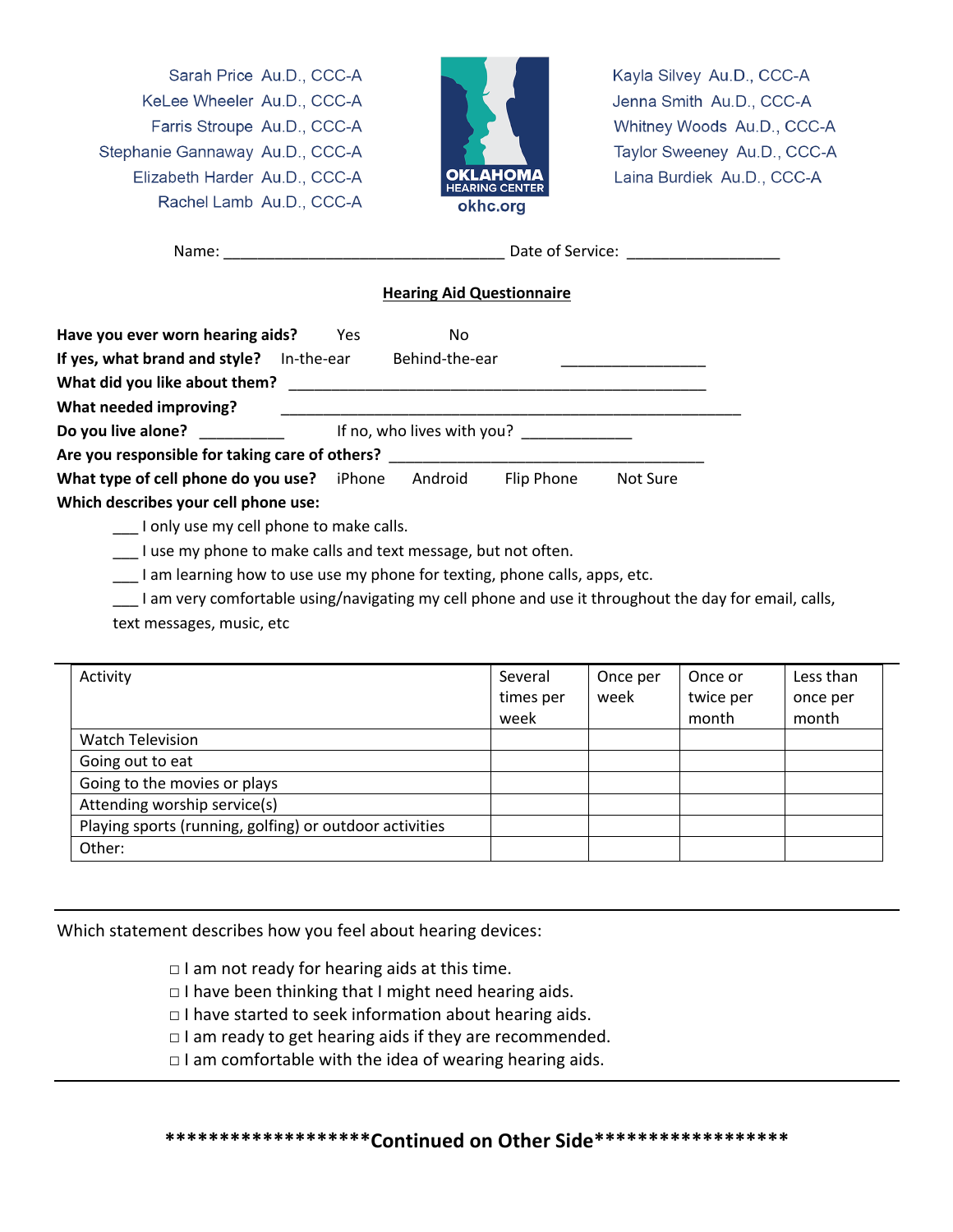Sarah Price Au.D., CCC-A
KeLee Wheeler Au.D., CCC-A
Farris Stroupe Au.D., CCC-A
Stephanie Gannaway Au.D., CCC-A
Elizabeth Harder Au.D., CCC-A
Rachel Lamb Au.D., CCC-A

OKLAHOMA HEARING CENTER
okhc.org

Kayla Silvey Au.D., CCC-A
Jenna Smith Au.D., CCC-A
Whitney Woods Au.D., CCC-A
Taylor Sweeney Au.D., CCC-A
Laina Burdiek Au.D., CCC-A

Name: ________________________________ Date of Service: _________________

## Hearing Aid Questionnaire

**Have you ever worn hearing aids?** Yes No

**If yes, what brand and style?** In-the-ear Behind-the-ear _________________

**What did you like about them?** ________________________________________________

**What needed improving?** _____________________________________________________

**Do you live alone?** __________ If no, who lives with you? ____________

**Are you responsible for taking care of others?** ____________________________________

**What type of cell phone do you use?** iPhone Android Flip Phone Not Sure

**Which describes your cell phone use:**

___ I only use my cell phone to make calls.

___ I use my phone to make calls and text message, but not often.

___ I am learning how to use use my phone for texting, phone calls, apps, etc.

___ I am very comfortable using/navigating my cell phone and use it throughout the day for email, calls, text messages, music, etc

| Activity | Several times per week | Once per week | Once or twice per month | Less than once per month |
|---|---|---|---|---|
| Watch Television | | | | |
| Going out to eat | | | | |
| Going to the movies or plays | | | | |
| Attending worship service(s) | | | | |
| Playing sports (running, golfing) or outdoor activities | | | | |
| Other: | | | | |

Which statement describes how you feel about hearing devices:

□ I am not ready for hearing aids at this time.
□ I have been thinking that I might need hearing aids.
□ I have started to seek information about hearing aids.
□ I am ready to get hearing aids if they are recommended.
□ I am comfortable with the idea of wearing hearing aids.

********************Continued on Other Side******************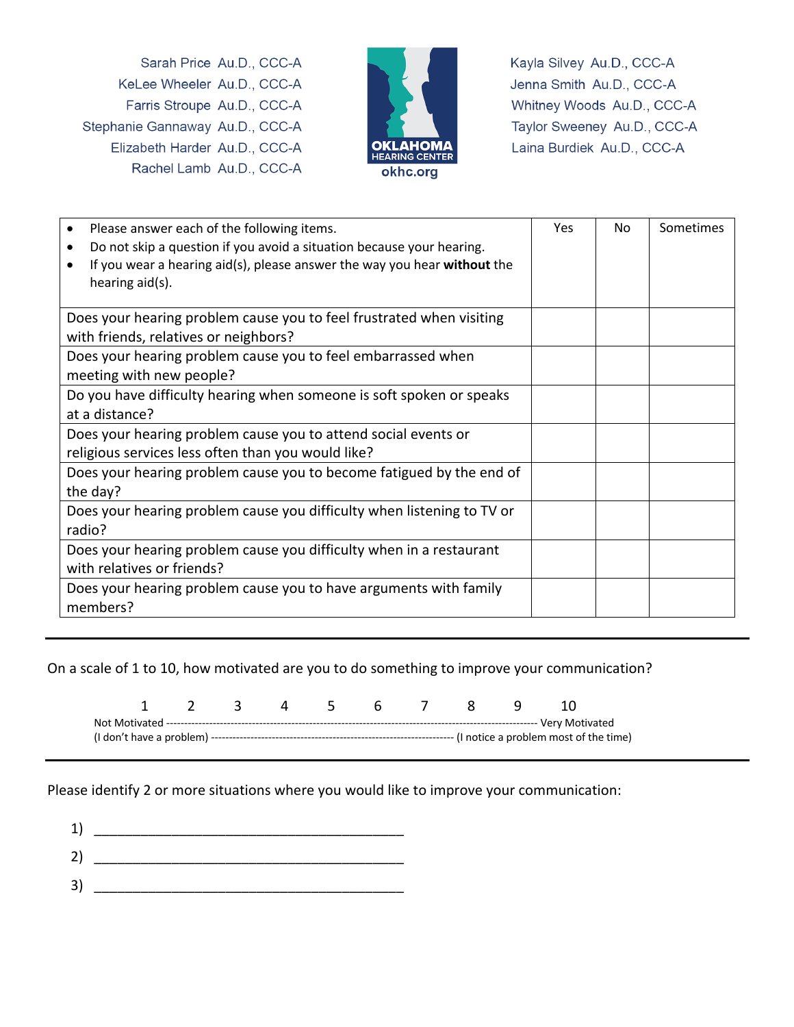Sarah Price Au.D., CCC-A
KeLee Wheeler Au.D., CCC-A
Farris Stroupe Au.D., CCC-A
Stephanie Gannaway Au.D., CCC-A
Elizabeth Harder Au.D., CCC-A
Rachel Lamb Au.D., CCC-A

OKLAHOMA HEARING CENTER
okhc.org

Kayla Silvey Au.D., CCC-A
Jenna Smith Au.D., CCC-A
Whitney Woods Au.D., CCC-A
Taylor Sweeney Au.D., CCC-A
Laina Burdiek Au.D., CCC-A

| • Please answer each of the following items.<br>• Do not skip a question if you avoid a situation because your hearing.<br>• If you wear a hearing aid(s), please answer the way you hear **without** the hearing aid(s). | Yes | No | Sometimes |
|---|---|---|---|
| Does your hearing problem cause you to feel frustrated when visiting with friends, relatives or neighbors? | | | |
| Does your hearing problem cause you to feel embarrassed when meeting with new people? | | | |
| Do you have difficulty hearing when someone is soft spoken or speaks at a distance? | | | |
| Does your hearing problem cause you to attend social events or religious services less often than you would like? | | | |
| Does your hearing problem cause you to become fatigued by the end of the day? | | | |
| Does your hearing problem cause you difficulty when listening to TV or radio? | | | |
| Does your hearing problem cause you difficulty when in a restaurant with relatives or friends? | | | |
| Does your hearing problem cause you to have arguments with family members? | | | |

---

On a scale of 1 to 10, how motivated are you to do something to improve your communication?

1 2 3 4 5 6 7 8 9 10

Not Motivated ---------------------------------------------------------------------------------------------------- Very Motivated
(I don't have a problem) ------------------------------------------------------------------- (I notice a problem most of the time)

---

Please identify 2 or more situations where you would like to improve your communication:

1) ___________________________________________
2) ___________________________________________
3) ___________________________________________